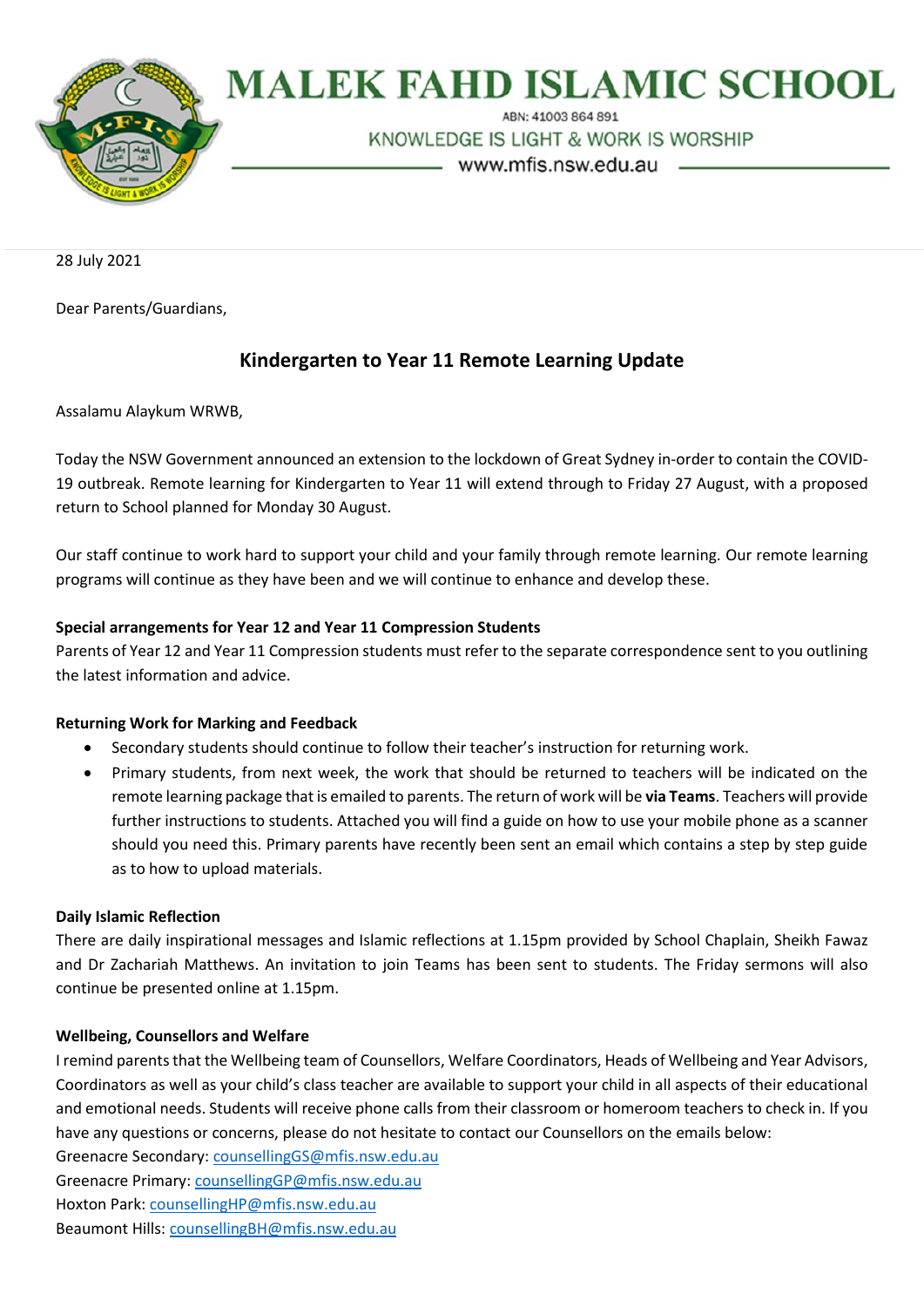# MALEK FAHD ISLAMIC SCHOOL

ABN: 41003 864 891

KNOWLEDGE IS LIGHT & WORK IS WORSHIP

www.mfis.nsw.edu.au

28 July 2021

Dear Parents/Guardians,

## Kindergarten to Year 11 Remote Learning Update

Assalamu Alaykum WRWB,

Today the NSW Government announced an extension to the lockdown of Great Sydney in-order to contain the COVID-19 outbreak. Remote learning for Kindergarten to Year 11 will extend through to Friday 27 August, with a proposed return to School planned for Monday 30 August.

Our staff continue to work hard to support your child and your family through remote learning. Our remote learning programs will continue as they have been and we will continue to enhance and develop these.

**Special arrangements for Year 12 and Year 11 Compression Students**

Parents of Year 12 and Year 11 Compression students must refer to the separate correspondence sent to you outlining the latest information and advice.

**Returning Work for Marking and Feedback**

- Secondary students should continue to follow their teacher's instruction for returning work.
- Primary students, from next week, the work that should be returned to teachers will be indicated on the remote learning package that is emailed to parents. The return of work will be **via Teams**. Teachers will provide further instructions to students. Attached you will find a guide on how to use your mobile phone as a scanner should you need this. Primary parents have recently been sent an email which contains a step by step guide as to how to upload materials.

**Daily Islamic Reflection**

There are daily inspirational messages and Islamic reflections at 1.15pm provided by School Chaplain, Sheikh Fawaz and Dr Zachariah Matthews. An invitation to join Teams has been sent to students. The Friday sermons will also continue be presented online at 1.15pm.

**Wellbeing, Counsellors and Welfare**

I remind parents that the Wellbeing team of Counsellors, Welfare Coordinators, Heads of Wellbeing and Year Advisors, Coordinators as well as your child's class teacher are available to support your child in all aspects of their educational and emotional needs. Students will receive phone calls from their classroom or homeroom teachers to check in. If you have any questions or concerns, please do not hesitate to contact our Counsellors on the emails below:

Greenacre Secondary: counsellingGS@mfis.nsw.edu.au

Greenacre Primary: counsellingGP@mfis.nsw.edu.au

Hoxton Park: counsellingHP@mfis.nsw.edu.au

Beaumont Hills: counsellingBH@mfis.nsw.edu.au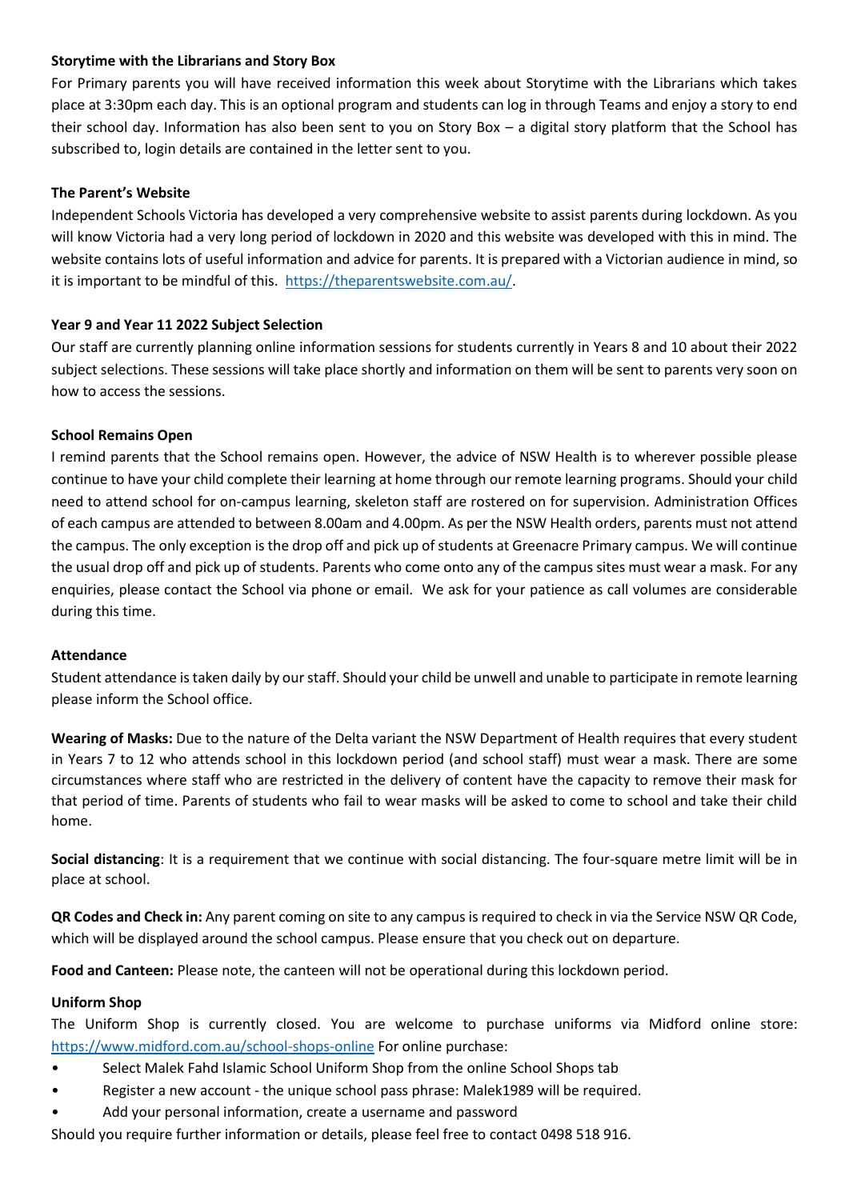### Storytime with the Librarians and Story Box

For Primary parents you will have received information this week about Storytime with the Librarians which takes place at 3:30pm each day. This is an optional program and students can log in through Teams and enjoy a story to end their school day. Information has also been sent to you on Story Box – a digital story platform that the School has subscribed to, login details are contained in the letter sent to you.

### The Parent's Website

Independent Schools Victoria has developed a very comprehensive website to assist parents during lockdown. As you will know Victoria had a very long period of lockdown in 2020 and this website was developed with this in mind. The website contains lots of useful information and advice for parents. It is prepared with a Victorian audience in mind, so it is important to be mindful of this. https://theparentswebsite.com.au/.

### Year 9 and Year 11 2022 Subject Selection

Our staff are currently planning online information sessions for students currently in Years 8 and 10 about their 2022 subject selections. These sessions will take place shortly and information on them will be sent to parents very soon on how to access the sessions.

### School Remains Open

I remind parents that the School remains open. However, the advice of NSW Health is to wherever possible please continue to have your child complete their learning at home through our remote learning programs. Should your child need to attend school for on-campus learning, skeleton staff are rostered on for supervision. Administration Offices of each campus are attended to between 8.00am and 4.00pm. As per the NSW Health orders, parents must not attend the campus. The only exception is the drop off and pick up of students at Greenacre Primary campus. We will continue the usual drop off and pick up of students. Parents who come onto any of the campus sites must wear a mask. For any enquiries, please contact the School via phone or email. We ask for your patience as call volumes are considerable during this time.

### Attendance

Student attendance is taken daily by our staff. Should your child be unwell and unable to participate in remote learning please inform the School office.

**Wearing of Masks:** Due to the nature of the Delta variant the NSW Department of Health requires that every student in Years 7 to 12 who attends school in this lockdown period (and school staff) must wear a mask. There are some circumstances where staff who are restricted in the delivery of content have the capacity to remove their mask for that period of time. Parents of students who fail to wear masks will be asked to come to school and take their child home.

**Social distancing**: It is a requirement that we continue with social distancing. The four-square metre limit will be in place at school.

**QR Codes and Check in:** Any parent coming on site to any campus is required to check in via the Service NSW QR Code, which will be displayed around the school campus. Please ensure that you check out on departure.

**Food and Canteen:** Please note, the canteen will not be operational during this lockdown period.

### Uniform Shop

The Uniform Shop is currently closed. You are welcome to purchase uniforms via Midford online store: https://www.midford.com.au/school-shops-online For online purchase:

- Select Malek Fahd Islamic School Uniform Shop from the online School Shops tab
- Register a new account - the unique school pass phrase: Malek1989 will be required.
- Add your personal information, create a username and password

Should you require further information or details, please feel free to contact 0498 518 916.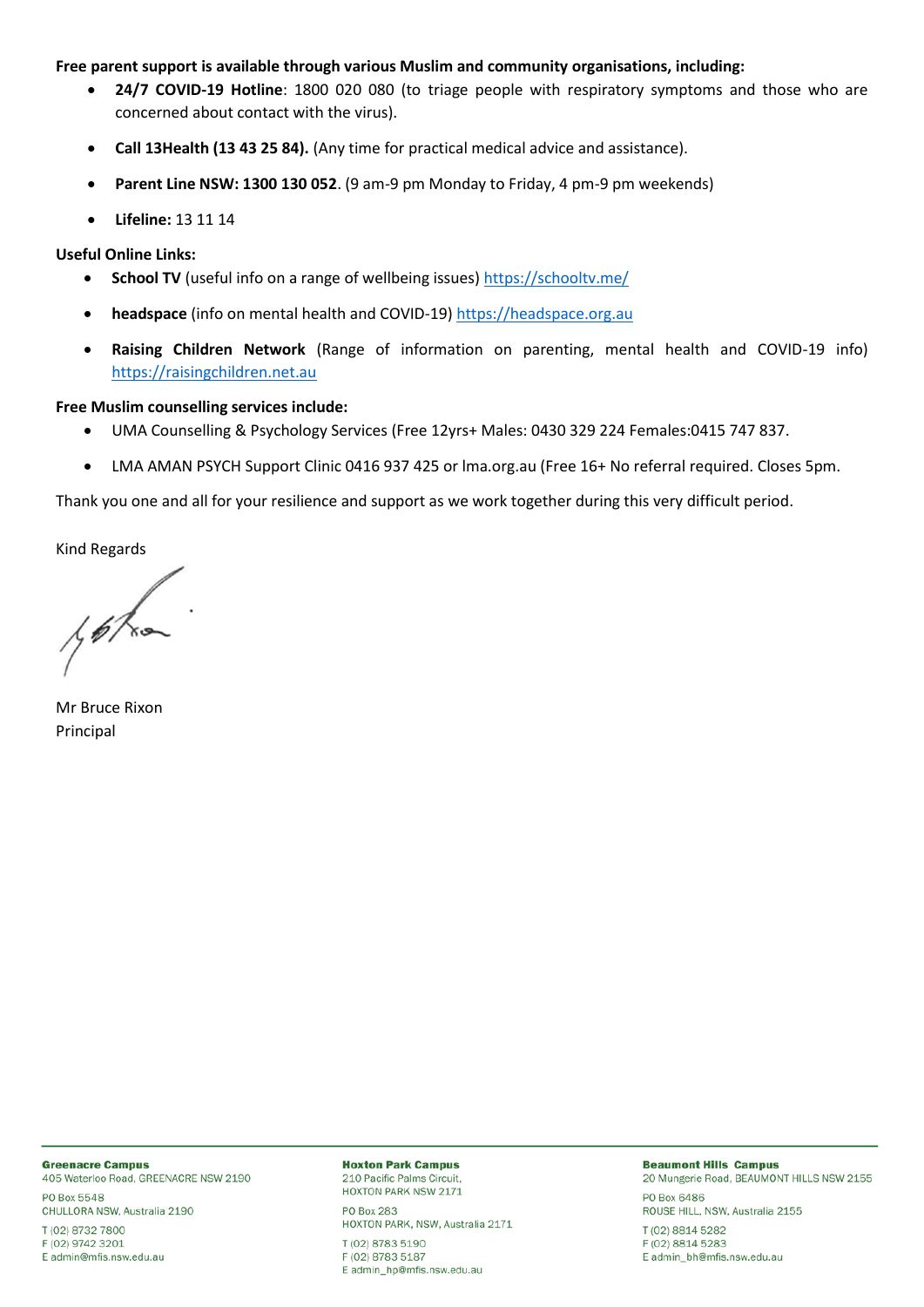**Free parent support is available through various Muslim and community organisations, including:**

- **24/7 COVID-19 Hotline**: 1800 020 080 (to triage people with respiratory symptoms and those who are concerned about contact with the virus).
- **Call 13Health (13 43 25 84).** (Any time for practical medical advice and assistance).
- **Parent Line NSW: 1300 130 052**. (9 am-9 pm Monday to Friday, 4 pm-9 pm weekends)
- **Lifeline:** 13 11 14

**Useful Online Links:**

- **School TV** (useful info on a range of wellbeing issues) https://schooltv.me/
- **headspace** (info on mental health and COVID-19) https://headspace.org.au
- **Raising Children Network** (Range of information on parenting, mental health and COVID-19 info) https://raisingchildren.net.au

**Free Muslim counselling services include:**

- UMA Counselling & Psychology Services (Free 12yrs+ Males: 0430 329 224 Females:0415 747 837.
- LMA AMAN PSYCH Support Clinic 0416 937 425 or lma.org.au (Free 16+ No referral required. Closes 5pm.

Thank you one and all for your resilience and support as we work together during this very difficult period.

Kind Regards

Mr Bruce Rixon
Principal

**Greenacre Campus**
405 Waterloo Road, GREENACRE NSW 2190
PO Box 5548
CHULLORA NSW, Australia 2190
T (02) 8732 7800
F (02) 9742 3201
E admin@mfis.nsw.edu.au

**Hoxton Park Campus**
210 Pacific Palms Circuit,
HOXTON PARK NSW 2171
PO Box 283
HOXTON PARK, NSW, Australia 2171
T (02) 8783 5190
F (02) 8783 5187
E admin_hp@mfis.nsw.edu.au

**Beaumont Hills Campus**
20 Mungerie Road, BEAUMONT HILLS NSW 2155
PO Box 6486
ROUSE HILL, NSW, Australia 2155
T (02) 8814 5282
F (02) 8814 5283
E admin_bh@mfis.nsw.edu.au